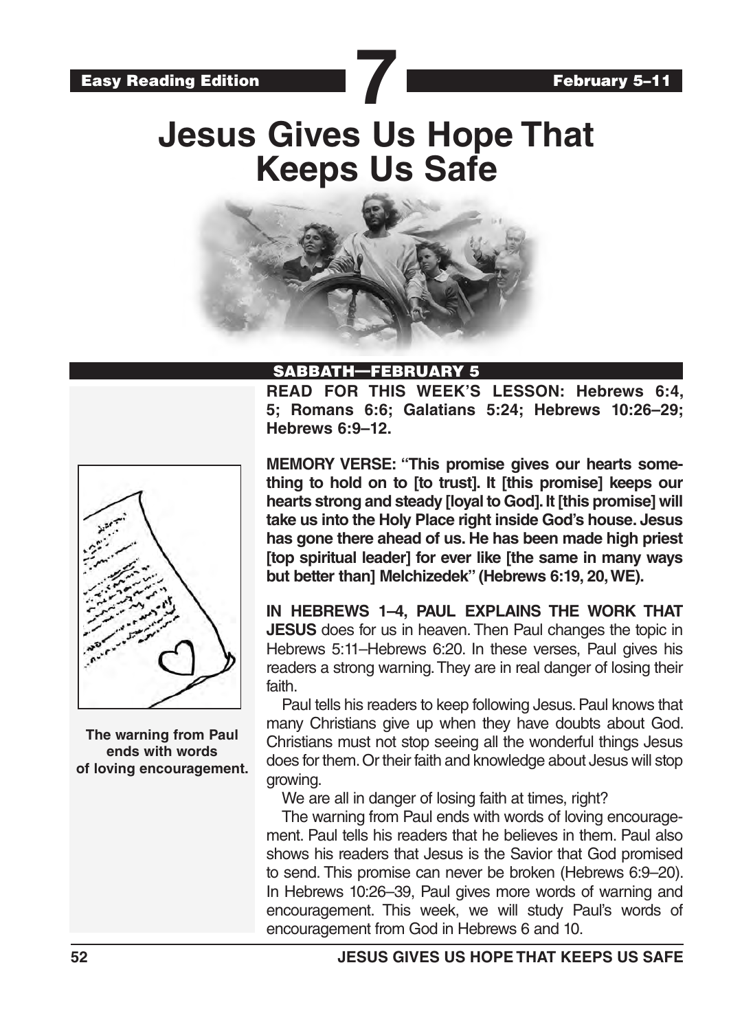**Easy Reading Edition** | **7** | **February 5–11**

# Jesus Gives Us Hope That Keeps Us Safe

## SABBATH—FEBRUARY 5

**READ FOR THIS WEEK'S LESSON: Hebrews 6:4, 5; Romans 6:6; Galatians 5:24; Hebrews 10:26–29; Hebrews 6:9–12.**

**MEMORY VERSE: "This promise gives our hearts something to hold on to [to trust]. It [this promise] keeps our hearts strong and steady [loyal to God]. It [this promise] will take us into the Holy Place right inside God's house. Jesus has gone there ahead of us. He has been made high priest [top spiritual leader] for ever like [the same in many ways but better than] Melchizedek" (Hebrews 6:19, 20, WE).**

**IN HEBREWS 1–4, PAUL EXPLAINS THE WORK THAT JESUS** does for us in heaven. Then Paul changes the topic in Hebrews 5:11–Hebrews 6:20. In these verses, Paul gives his readers a strong warning. They are in real danger of losing their faith.

Paul tells his readers to keep following Jesus. Paul knows that many Christians give up when they have doubts about God. Christians must not stop seeing all the wonderful things Jesus does for them. Or their faith and knowledge about Jesus will stop growing.

We are all in danger of losing faith at times, right?

The warning from Paul ends with words of loving encouragement. Paul tells his readers that he believes in them. Paul also shows his readers that Jesus is the Savior that God promised to send. This promise can never be broken (Hebrews 6:9–20). In Hebrews 10:26–39, Paul gives more words of warning and encouragement. This week, we will study Paul's words of encouragement from God in Hebrews 6 and 10.

**The warning from Paul ends with words of loving encouragement.**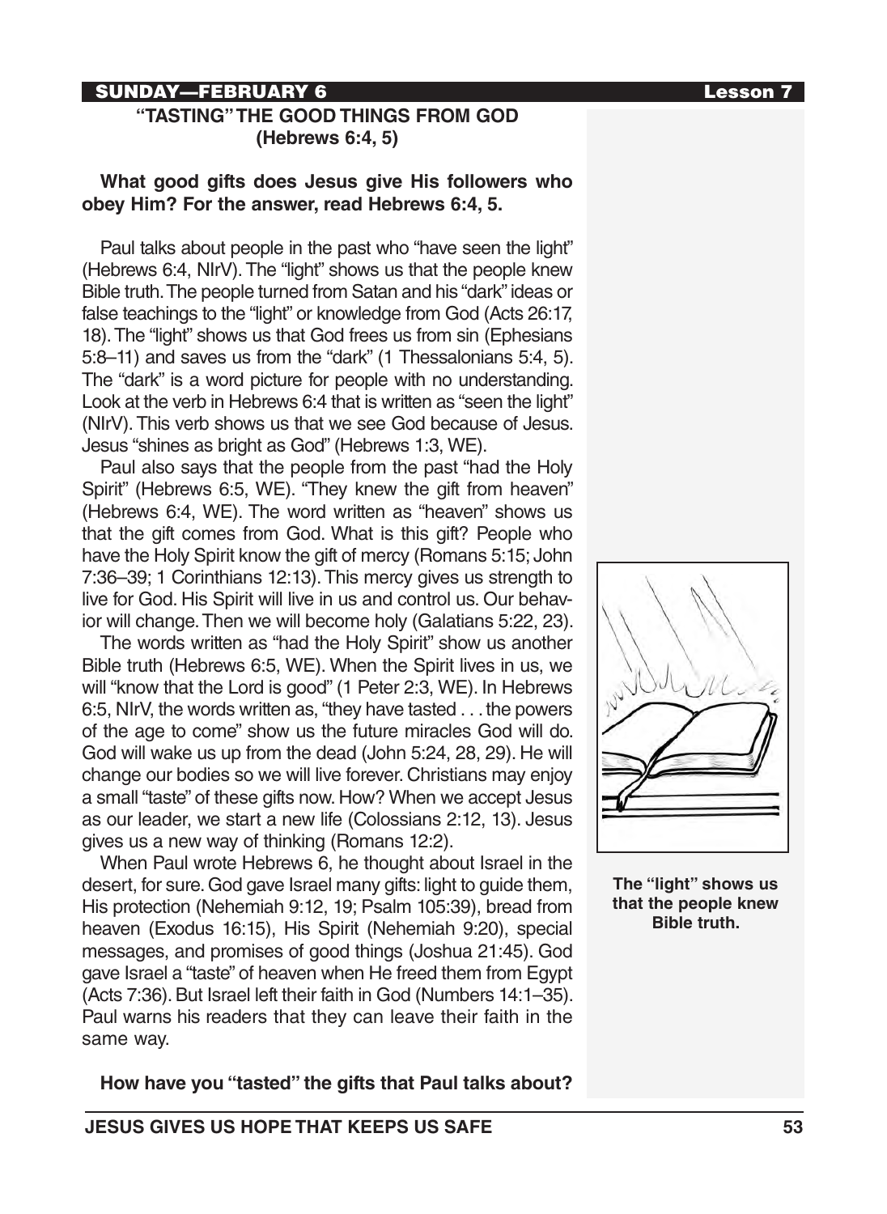SUNDAY—FEBRUARY 6

## "TASTING" THE GOOD THINGS FROM GOD (Hebrews 6:4, 5)

**What good gifts does Jesus give His followers who obey Him? For the answer, read Hebrews 6:4, 5.**

Paul talks about people in the past who "have seen the light" (Hebrews 6:4, NIrV). The "light" shows us that the people knew Bible truth. The people turned from Satan and his "dark" ideas or false teachings to the "light" or knowledge from God (Acts 26:17, 18). The "light" shows us that God frees us from sin (Ephesians 5:8–11) and saves us from the "dark" (1 Thessalonians 5:4, 5). The "dark" is a word picture for people with no understanding. Look at the verb in Hebrews 6:4 that is written as "seen the light" (NIrV). This verb shows us that we see God because of Jesus. Jesus "shines as bright as God" (Hebrews 1:3, WE).

Paul also says that the people from the past "had the Holy Spirit" (Hebrews 6:5, WE). "They knew the gift from heaven" (Hebrews 6:4, WE). The word written as "heaven" shows us that the gift comes from God. What is this gift? People who have the Holy Spirit know the gift of mercy (Romans 5:15; John 7:36–39; 1 Corinthians 12:13). This mercy gives us strength to live for God. His Spirit will live in us and control us. Our behavior will change. Then we will become holy (Galatians 5:22, 23).

The words written as "had the Holy Spirit" show us another Bible truth (Hebrews 6:5, WE). When the Spirit lives in us, we will "know that the Lord is good" (1 Peter 2:3, WE). In Hebrews 6:5, NIrV, the words written as, "they have tasted . . . the powers of the age to come" show us the future miracles God will do. God will wake us up from the dead (John 5:24, 28, 29). He will change our bodies so we will live forever. Christians may enjoy a small "taste" of these gifts now. How? When we accept Jesus as our leader, we start a new life (Colossians 2:12, 13). Jesus gives us a new way of thinking (Romans 12:2).

When Paul wrote Hebrews 6, he thought about Israel in the desert, for sure. God gave Israel many gifts: light to guide them, His protection (Nehemiah 9:12, 19; Psalm 105:39), bread from heaven (Exodus 16:15), His Spirit (Nehemiah 9:20), special messages, and promises of good things (Joshua 21:45). God gave Israel a "taste" of heaven when He freed them from Egypt (Acts 7:36). But Israel left their faith in God (Numbers 14:1–35). Paul warns his readers that they can leave their faith in the same way.

**The "light" shows us that the people knew Bible truth.**

**How have you "tasted" the gifts that Paul talks about?**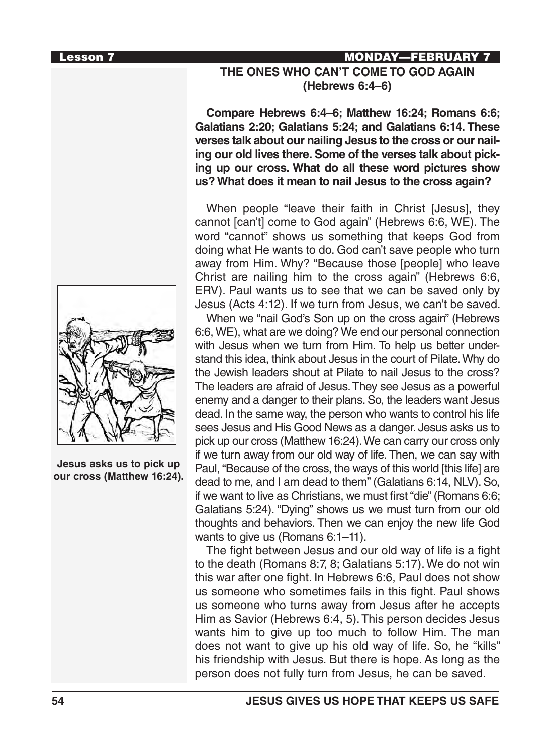## THE ONES WHO CAN'T COME TO GOD AGAIN (Hebrews 6:4–6)

**Compare Hebrews 6:4–6; Matthew 16:24; Romans 6:6; Galatians 2:20; Galatians 5:24; and Galatians 6:14. These verses talk about our nailing Jesus to the cross or our nailing our old lives there. Some of the verses talk about picking up our cross. What do all these word pictures show us? What does it mean to nail Jesus to the cross again?**

When people "leave their faith in Christ [Jesus], they cannot [can't] come to God again" (Hebrews 6:6, WE). The word "cannot" shows us something that keeps God from doing what He wants to do. God can't save people who turn away from Him. Why? "Because those [people] who leave Christ are nailing him to the cross again" (Hebrews 6:6, ERV). Paul wants us to see that we can be saved only by Jesus (Acts 4:12). If we turn from Jesus, we can't be saved.

When we "nail God's Son up on the cross again" (Hebrews 6:6, WE), what are we doing? We end our personal connection with Jesus when we turn from Him. To help us better understand this idea, think about Jesus in the court of Pilate. Why do the Jewish leaders shout at Pilate to nail Jesus to the cross? The leaders are afraid of Jesus. They see Jesus as a powerful enemy and a danger to their plans. So, the leaders want Jesus dead. In the same way, the person who wants to control his life sees Jesus and His Good News as a danger. Jesus asks us to pick up our cross (Matthew 16:24). We can carry our cross only if we turn away from our old way of life. Then, we can say with Paul, "Because of the cross, the ways of this world [this life] are dead to me, and I am dead to them" (Galatians 6:14, NLV). So, if we want to live as Christians, we must first "die" (Romans 6:6; Galatians 5:24). "Dying" shows us we must turn from our old thoughts and behaviors. Then we can enjoy the new life God wants to give us (Romans 6:1–11).

The fight between Jesus and our old way of life is a fight to the death (Romans 8:7, 8; Galatians 5:17). We do not win this war after one fight. In Hebrews 6:6, Paul does not show us someone who sometimes fails in this fight. Paul shows us someone who turns away from Jesus after he accepts Him as Savior (Hebrews 6:4, 5). This person decides Jesus wants him to give up too much to follow Him. The man does not want to give up his old way of life. So, he "kills" his friendship with Jesus. But there is hope. As long as the person does not fully turn from Jesus, he can be saved.

**Jesus asks us to pick up our cross (Matthew 16:24).**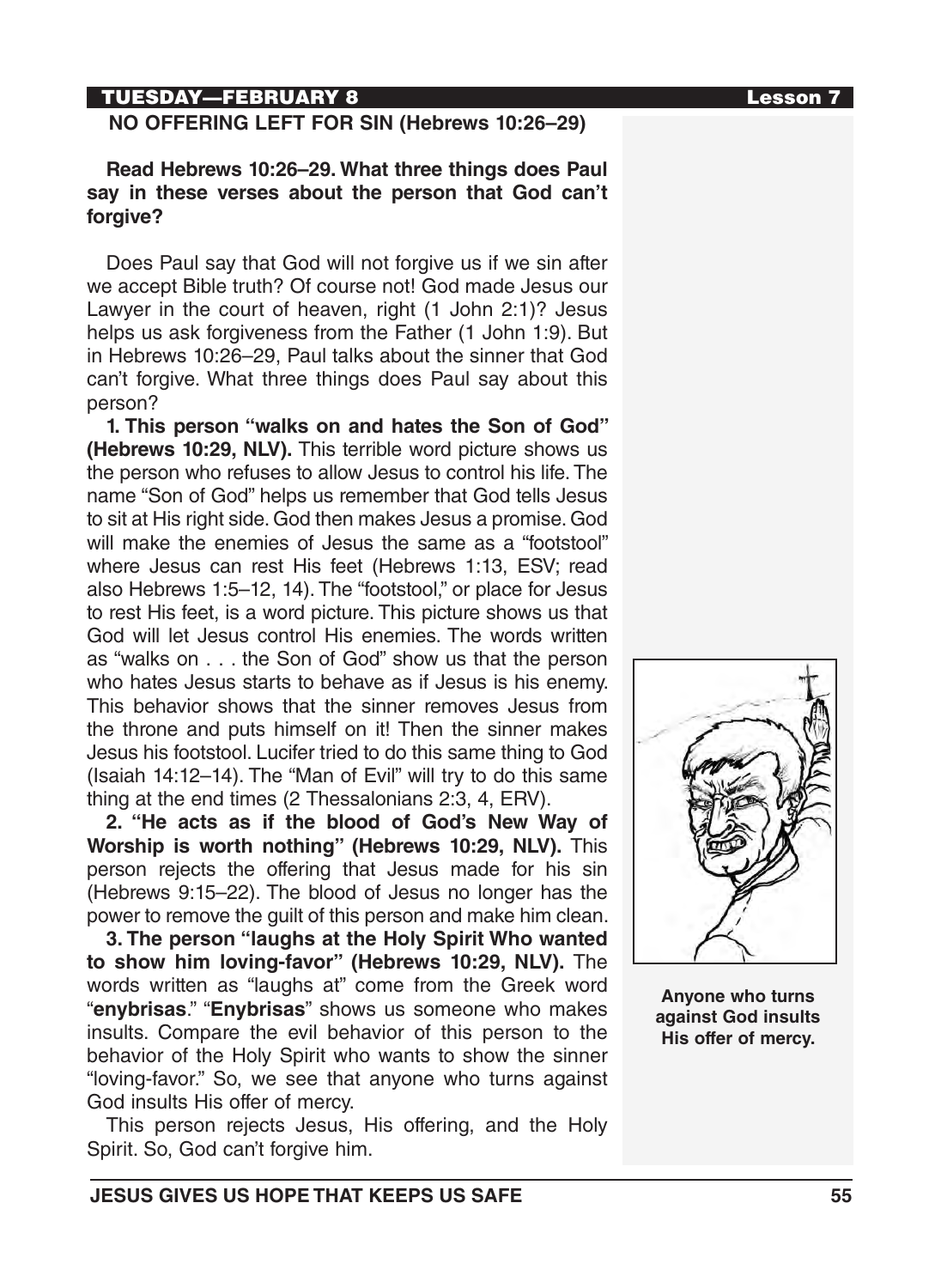## NO OFFERING LEFT FOR SIN (Hebrews 10:26–29)

**Read Hebrews 10:26–29. What three things does Paul say in these verses about the person that God can't forgive?**

Does Paul say that God will not forgive us if we sin after we accept Bible truth? Of course not! God made Jesus our Lawyer in the court of heaven, right (1 John 2:1)? Jesus helps us ask forgiveness from the Father (1 John 1:9). But in Hebrews 10:26–29, Paul talks about the sinner that God can't forgive. What three things does Paul say about this person?

**1. This person "walks on and hates the Son of God" (Hebrews 10:29, NLV).** This terrible word picture shows us the person who refuses to allow Jesus to control his life. The name "Son of God" helps us remember that God tells Jesus to sit at His right side. God then makes Jesus a promise. God will make the enemies of Jesus the same as a "footstool" where Jesus can rest His feet (Hebrews 1:13, ESV; read also Hebrews 1:5–12, 14). The "footstool," or place for Jesus to rest His feet, is a word picture. This picture shows us that God will let Jesus control His enemies. The words written as "walks on . . . the Son of God" show us that the person who hates Jesus starts to behave as if Jesus is his enemy. This behavior shows that the sinner removes Jesus from the throne and puts himself on it! Then the sinner makes Jesus his footstool. Lucifer tried to do this same thing to God (Isaiah 14:12–14). The "Man of Evil" will try to do this same thing at the end times (2 Thessalonians 2:3, 4, ERV).

**2. "He acts as if the blood of God's New Way of Worship is worth nothing" (Hebrews 10:29, NLV).** This person rejects the offering that Jesus made for his sin (Hebrews 9:15–22). The blood of Jesus no longer has the power to remove the guilt of this person and make him clean.

**3. The person "laughs at the Holy Spirit Who wanted to show him loving-favor" (Hebrews 10:29, NLV).** The words written as "laughs at" come from the Greek word "**enybrisas**." "**Enybrisas**" shows us someone who makes insults. Compare the evil behavior of this person to the behavior of the Holy Spirit who wants to show the sinner "loving-favor." So, we see that anyone who turns against God insults His offer of mercy.

This person rejects Jesus, His offering, and the Holy Spirit. So, God can't forgive him.

**Anyone who turns against God insults His offer of mercy.**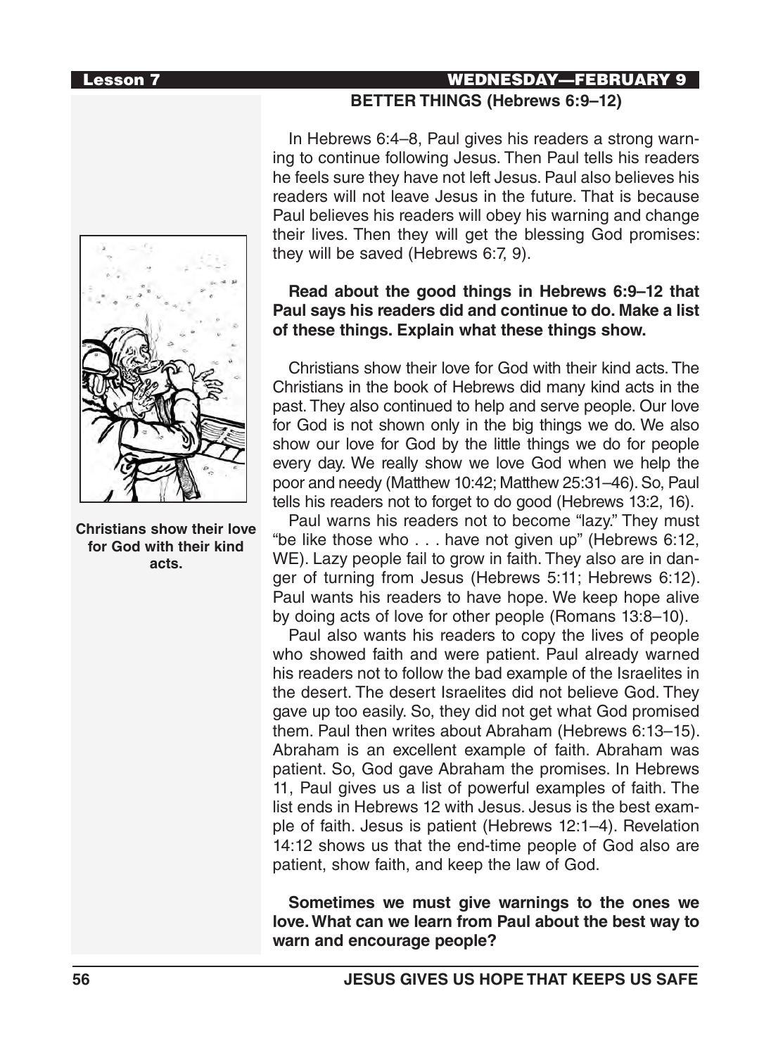## BETTER THINGS (Hebrews 6:9–12)

In Hebrews 6:4–8, Paul gives his readers a strong warning to continue following Jesus. Then Paul tells his readers he feels sure they have not left Jesus. Paul also believes his readers will not leave Jesus in the future. That is because Paul believes his readers will obey his warning and change their lives. Then they will get the blessing God promises: they will be saved (Hebrews 6:7, 9).

**Read about the good things in Hebrews 6:9–12 that Paul says his readers did and continue to do. Make a list of these things. Explain what these things show.**

Christians show their love for God with their kind acts. The Christians in the book of Hebrews did many kind acts in the past. They also continued to help and serve people. Our love for God is not shown only in the big things we do. We also show our love for God by the little things we do for people every day. We really show we love God when we help the poor and needy (Matthew 10:42; Matthew 25:31–46). So, Paul tells his readers not to forget to do good (Hebrews 13:2, 16).

Paul warns his readers not to become "lazy." They must "be like those who . . . have not given up" (Hebrews 6:12, WE). Lazy people fail to grow in faith. They also are in danger of turning from Jesus (Hebrews 5:11; Hebrews 6:12). Paul wants his readers to have hope. We keep hope alive by doing acts of love for other people (Romans 13:8–10).

Paul also wants his readers to copy the lives of people who showed faith and were patient. Paul already warned his readers not to follow the bad example of the Israelites in the desert. The desert Israelites did not believe God. They gave up too easily. So, they did not get what God promised them. Paul then writes about Abraham (Hebrews 6:13–15). Abraham is an excellent example of faith. Abraham was patient. So, God gave Abraham the promises. In Hebrews 11, Paul gives us a list of powerful examples of faith. The list ends in Hebrews 12 with Jesus. Jesus is the best example of faith. Jesus is patient (Hebrews 12:1–4). Revelation 14:12 shows us that the end-time people of God also are patient, show faith, and keep the law of God.

**Sometimes we must give warnings to the ones we love. What can we learn from Paul about the best way to warn and encourage people?**

**Christians show their love for God with their kind acts.**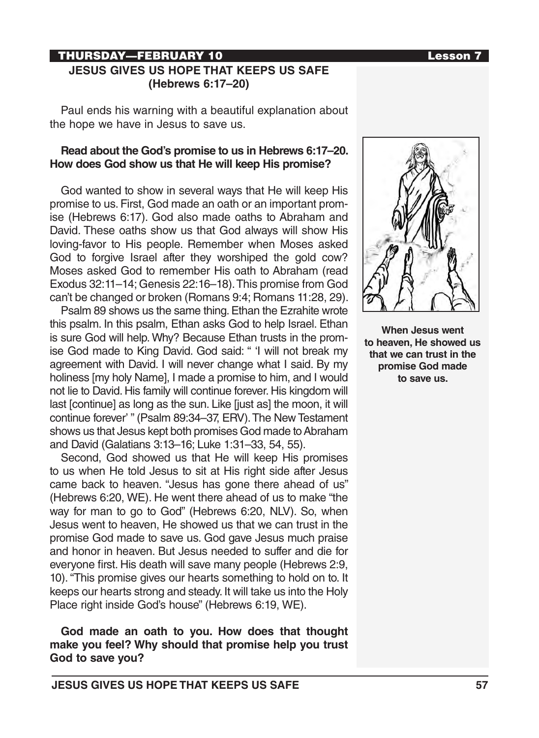## THURSDAY—FEBRUARY 10

### JESUS GIVES US HOPE THAT KEEPS US SAFE (Hebrews 6:17–20)

Paul ends his warning with a beautiful explanation about the hope we have in Jesus to save us.

**Read about the God's promise to us in Hebrews 6:17–20. How does God show us that He will keep His promise?**

God wanted to show in several ways that He will keep His promise to us. First, God made an oath or an important promise (Hebrews 6:17). God also made oaths to Abraham and David. These oaths show us that God always will show His loving-favor to His people. Remember when Moses asked God to forgive Israel after they worshiped the gold cow? Moses asked God to remember His oath to Abraham (read Exodus 32:11–14; Genesis 22:16–18). This promise from God can't be changed or broken (Romans 9:4; Romans 11:28, 29).

Psalm 89 shows us the same thing. Ethan the Ezrahite wrote this psalm. In this psalm, Ethan asks God to help Israel. Ethan is sure God will help. Why? Because Ethan trusts in the promise God made to King David. God said: " 'I will not break my agreement with David. I will never change what I said. By my holiness [my holy Name], I made a promise to him, and I would not lie to David. His family will continue forever. His kingdom will last [continue] as long as the sun. Like [just as] the moon, it will continue forever' " (Psalm 89:34–37, ERV). The New Testament shows us that Jesus kept both promises God made to Abraham and David (Galatians 3:13–16; Luke 1:31–33, 54, 55).

Second, God showed us that He will keep His promises to us when He told Jesus to sit at His right side after Jesus came back to heaven. "Jesus has gone there ahead of us" (Hebrews 6:20, WE). He went there ahead of us to make "the way for man to go to God" (Hebrews 6:20, NLV). So, when Jesus went to heaven, He showed us that we can trust in the promise God made to save us. God gave Jesus much praise and honor in heaven. But Jesus needed to suffer and die for everyone first. His death will save many people (Hebrews 2:9, 10). "This promise gives our hearts something to hold on to. It keeps our hearts strong and steady. It will take us into the Holy Place right inside God's house" (Hebrews 6:19, WE).

**God made an oath to you. How does that thought make you feel? Why should that promise help you trust God to save you?**

**When Jesus went to heaven, He showed us that we can trust in the promise God made to save us.**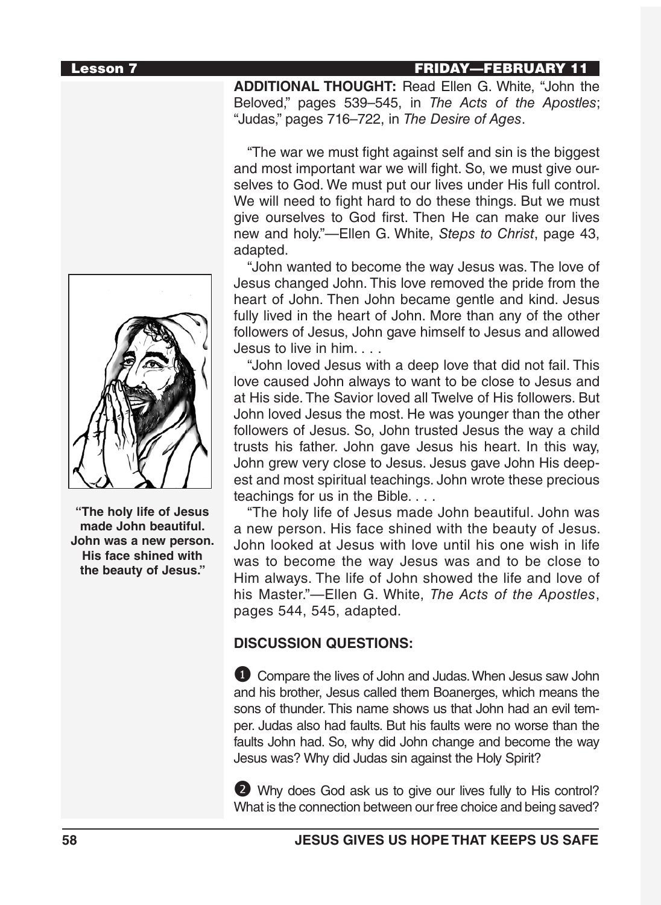**ADDITIONAL THOUGHT:** Read Ellen G. White, "John the Beloved," pages 539–545, in *The Acts of the Apostles*; "Judas," pages 716–722, in *The Desire of Ages*.

"The war we must fight against self and sin is the biggest and most important war we will fight. So, we must give ourselves to God. We must put our lives under His full control. We will need to fight hard to do these things. But we must give ourselves to God first. Then He can make our lives new and holy."—Ellen G. White, *Steps to Christ*, page 43, adapted.

"John wanted to become the way Jesus was. The love of Jesus changed John. This love removed the pride from the heart of John. Then John became gentle and kind. Jesus fully lived in the heart of John. More than any of the other followers of Jesus, John gave himself to Jesus and allowed Jesus to live in him. . . .

"John loved Jesus with a deep love that did not fail. This love caused John always to want to be close to Jesus and at His side. The Savior loved all Twelve of His followers. But John loved Jesus the most. He was younger than the other followers of Jesus. So, John trusted Jesus the way a child trusts his father. John gave Jesus his heart. In this way, John grew very close to Jesus. Jesus gave John His deepest and most spiritual teachings. John wrote these precious teachings for us in the Bible. . . .

"The holy life of Jesus made John beautiful. John was a new person. His face shined with the beauty of Jesus. John looked at Jesus with love until his one wish in life was to become the way Jesus was and to be close to Him always. The life of John showed the life and love of his Master."—Ellen G. White, *The Acts of the Apostles*, pages 544, 545, adapted.

**"The holy life of Jesus made John beautiful. John was a new person. His face shined with the beauty of Jesus."**

**DISCUSSION QUESTIONS:**

1. Compare the lives of John and Judas. When Jesus saw John and his brother, Jesus called them Boanerges, which means the sons of thunder. This name shows us that John had an evil temper. Judas also had faults. But his faults were no worse than the faults John had. So, why did John change and become the way Jesus was? Why did Judas sin against the Holy Spirit?

2. Why does God ask us to give our lives fully to His control? What is the connection between our free choice and being saved?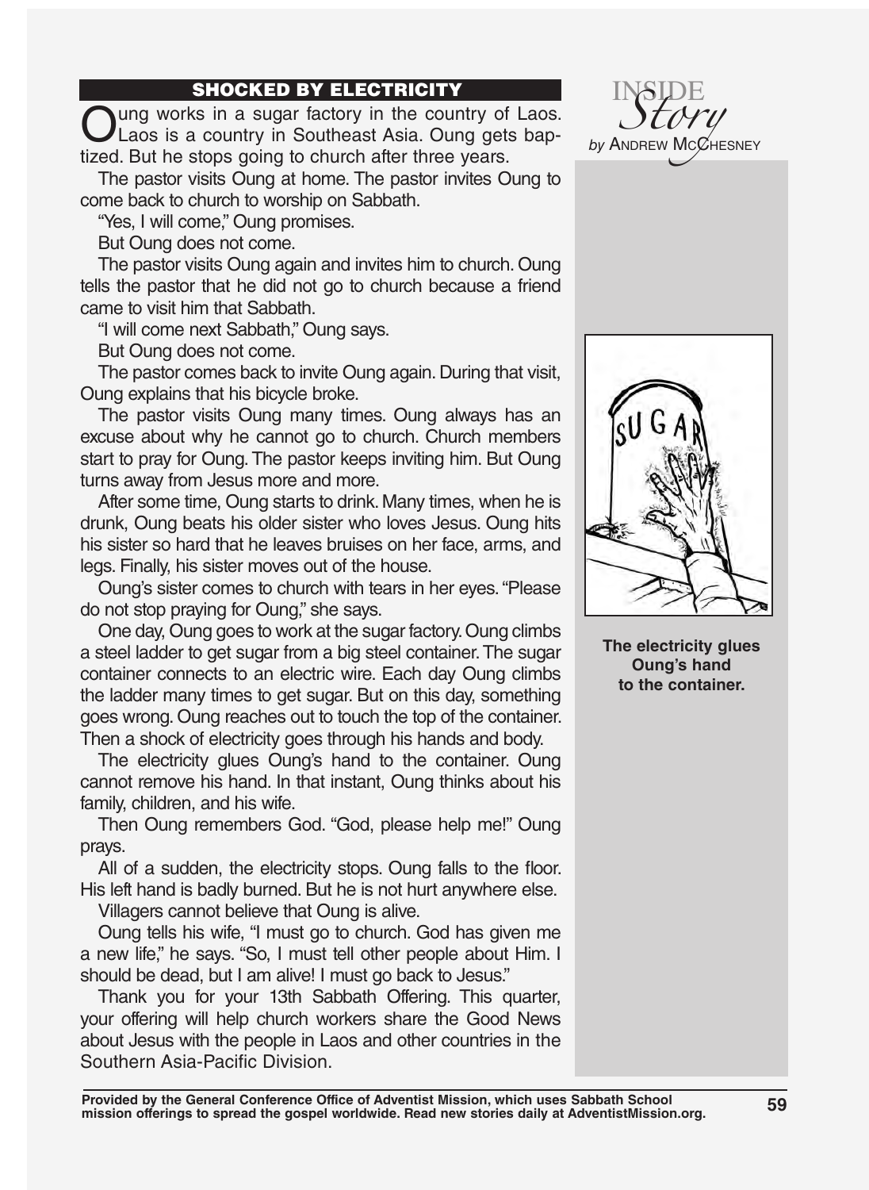# SHOCKED BY ELECTRICITY

INSIDE *Story* by ANDREW MCCHESNEY

Oung works in a sugar factory in the country of Laos. Laos is a country in Southeast Asia. Oung gets baptized. But he stops going to church after three years.

The pastor visits Oung at home. The pastor invites Oung to come back to church to worship on Sabbath.

"Yes, I will come," Oung promises.

But Oung does not come.

The pastor visits Oung again and invites him to church. Oung tells the pastor that he did not go to church because a friend came to visit him that Sabbath.

"I will come next Sabbath," Oung says.

But Oung does not come.

The pastor comes back to invite Oung again. During that visit, Oung explains that his bicycle broke.

The pastor visits Oung many times. Oung always has an excuse about why he cannot go to church. Church members start to pray for Oung. The pastor keeps inviting him. But Oung turns away from Jesus more and more.

After some time, Oung starts to drink. Many times, when he is drunk, Oung beats his older sister who loves Jesus. Oung hits his sister so hard that he leaves bruises on her face, arms, and legs. Finally, his sister moves out of the house.

Oung's sister comes to church with tears in her eyes. "Please do not stop praying for Oung," she says.

One day, Oung goes to work at the sugar factory. Oung climbs a steel ladder to get sugar from a big steel container. The sugar container connects to an electric wire. Each day Oung climbs the ladder many times to get sugar. But on this day, something goes wrong. Oung reaches out to touch the top of the container. Then a shock of electricity goes through his hands and body.

The electricity glues Oung's hand to the container. Oung cannot remove his hand. In that instant, Oung thinks about his family, children, and his wife.

Then Oung remembers God. "God, please help me!" Oung prays.

All of a sudden, the electricity stops. Oung falls to the floor. His left hand is badly burned. But he is not hurt anywhere else.

Villagers cannot believe that Oung is alive.

Oung tells his wife, "I must go to church. God has given me a new life," he says. "So, I must tell other people about Him. I should be dead, but I am alive! I must go back to Jesus."

Thank you for your 13th Sabbath Offering. This quarter, your offering will help church workers share the Good News about Jesus with the people in Laos and other countries in the Southern Asia-Pacific Division.

**The electricity glues Oung's hand to the container.**

**Provided by the General Conference Office of Adventist Mission, which uses Sabbath School mission offerings to spread the gospel worldwide. Read new stories daily at AdventistMission.org.**